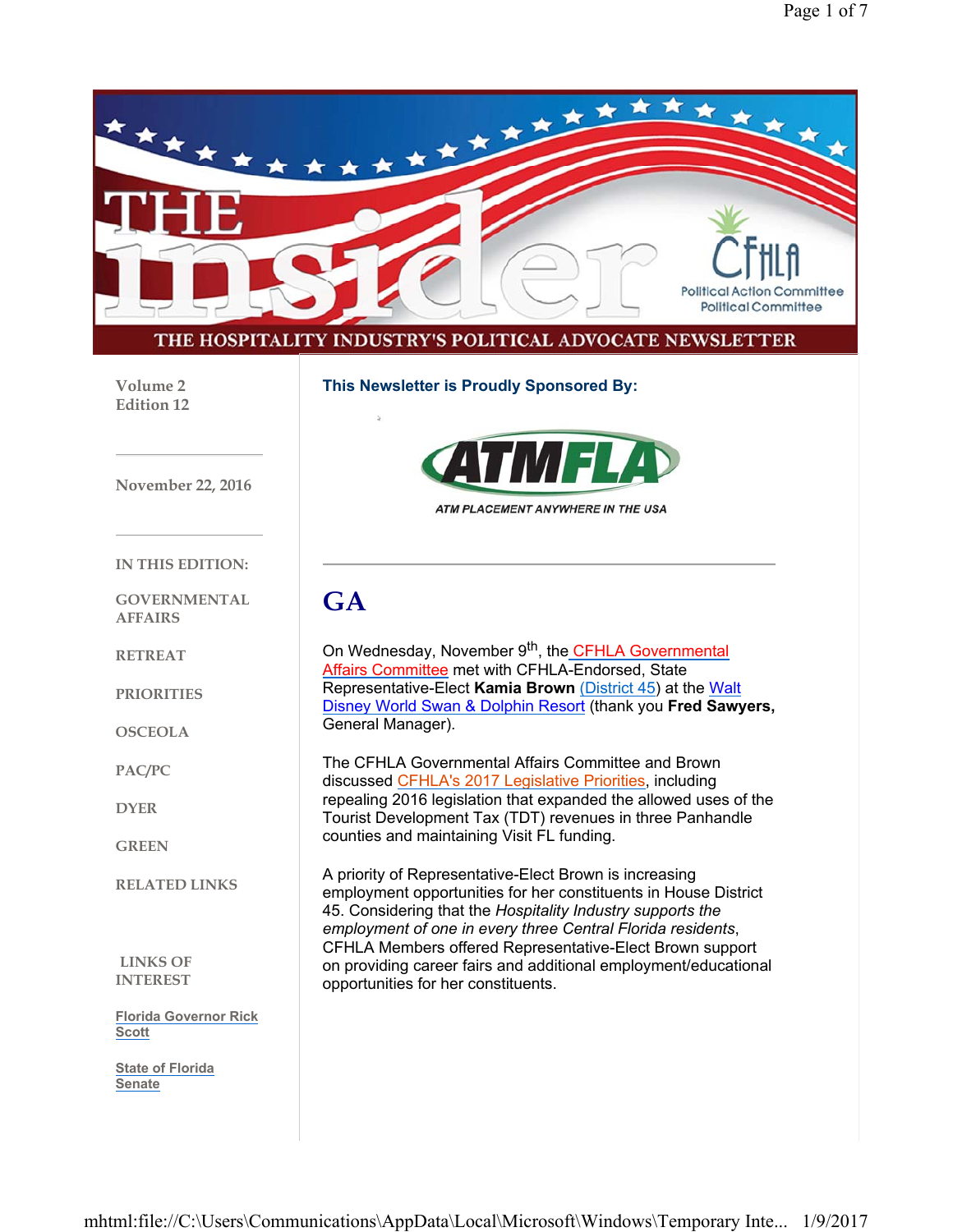# THE insider

CFHLA Political Action Committee Political Committee

THE HOSPITALITY INDUSTRY'S POLITICAL ADVOCATE NEWSLETTER

Volume 2
Edition 12

November 22, 2016

IN THIS EDITION:

GOVERNMENTAL AFFAIRS

RETREAT

PRIORITIES

OSCEOLA

PAC/PC

DYER

GREEN

RELATED LINKS

LINKS OF INTEREST

Florida Governor Rick Scott

State of Florida Senate

**This Newsletter is Proudly Sponsored By:**

ATMFLA

ATM PLACEMENT ANYWHERE IN THE USA

---

# GA

On Wednesday, November 9th, the CFHLA Governmental Affairs Committee met with CFHLA-Endorsed, State Representative-Elect **Kamia Brown** (District 45) at the Walt Disney World Swan & Dolphin Resort (thank you **Fred Sawyers,** General Manager).

The CFHLA Governmental Affairs Committee and Brown discussed CFHLA's 2017 Legislative Priorities, including repealing 2016 legislation that expanded the allowed uses of the Tourist Development Tax (TDT) revenues in three Panhandle counties and maintaining Visit FL funding.

A priority of Representative-Elect Brown is increasing employment opportunities for her constituents in House District 45. Considering that the *Hospitality Industry supports the employment of one in every three Central Florida residents*, CFHLA Members offered Representative-Elect Brown support on providing career fairs and additional employment/educational opportunities for her constituents.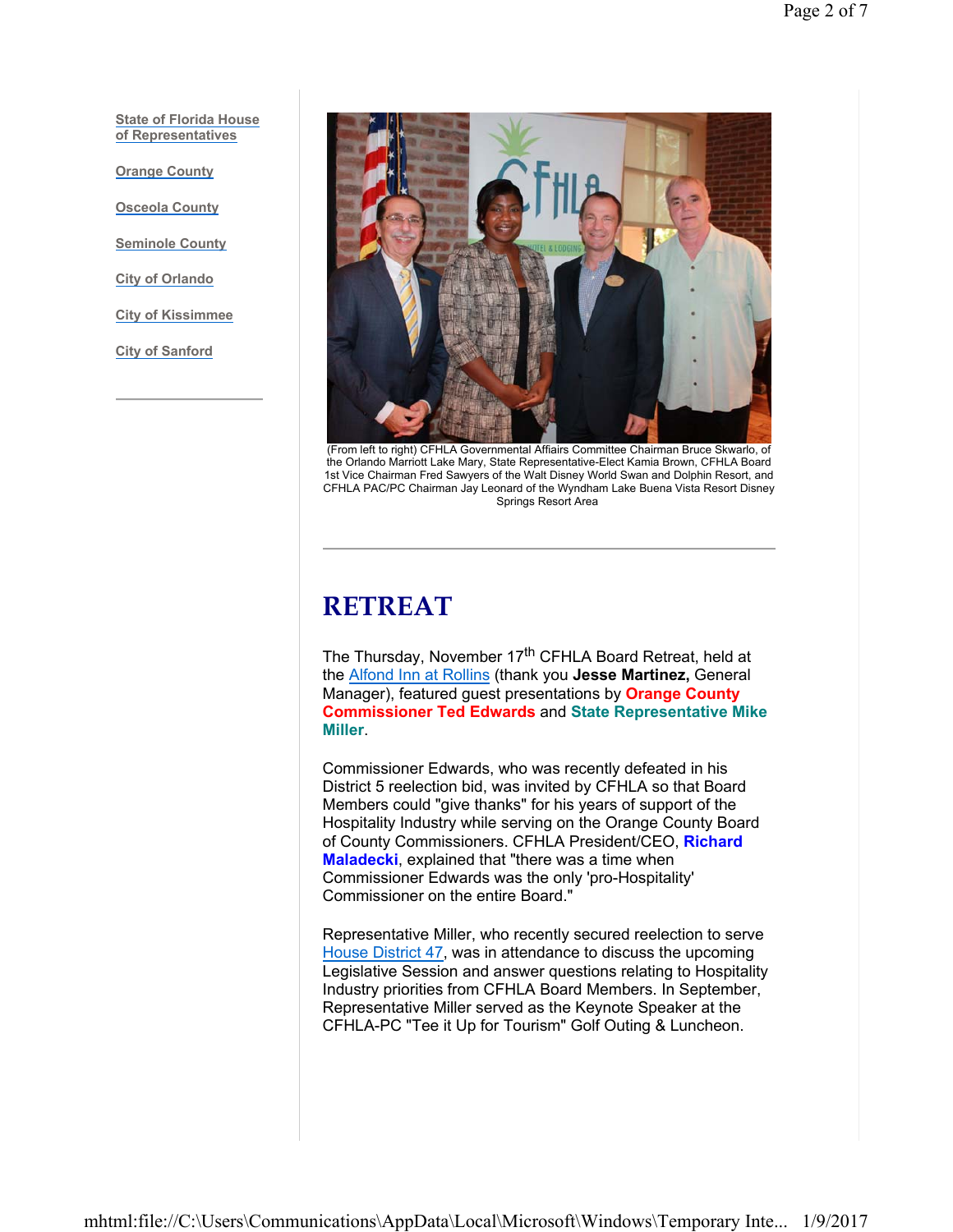State of Florida House of Representatives

Orange County

Osceola County

Seminole County

City of Orlando

City of Kissimmee

City of Sanford

(From left to right) CFHLA Governmental Affairs Committee Chairman Bruce Skwarlo, of the Orlando Marriott Lake Mary, State Representative-Elect Kamia Brown, CFHLA Board 1st Vice Chairman Fred Sawyers of the Walt Disney World Swan and Dolphin Resort, and CFHLA PAC/PC Chairman Jay Leonard of the Wyndham Lake Buena Vista Resort Disney Springs Resort Area

---

# RETREAT

The Thursday, November 17th CFHLA Board Retreat, held at the Alfond Inn at Rollins (thank you **Jesse Martinez,** General Manager), featured guest presentations by **Orange County Commissioner Ted Edwards** and **State Representative Mike Miller**.

Commissioner Edwards, who was recently defeated in his District 5 reelection bid, was invited by CFHLA so that Board Members could "give thanks" for his years of support of the Hospitality Industry while serving on the Orange County Board of County Commissioners. CFHLA President/CEO, **Richard Maladecki**, explained that "there was a time when Commissioner Edwards was the only 'pro-Hospitality' Commissioner on the entire Board."

Representative Miller, who recently secured reelection to serve House District 47, was in attendance to discuss the upcoming Legislative Session and answer questions relating to Hospitality Industry priorities from CFHLA Board Members. In September, Representative Miller served as the Keynote Speaker at the CFHLA-PC "Tee it Up for Tourism" Golf Outing & Luncheon.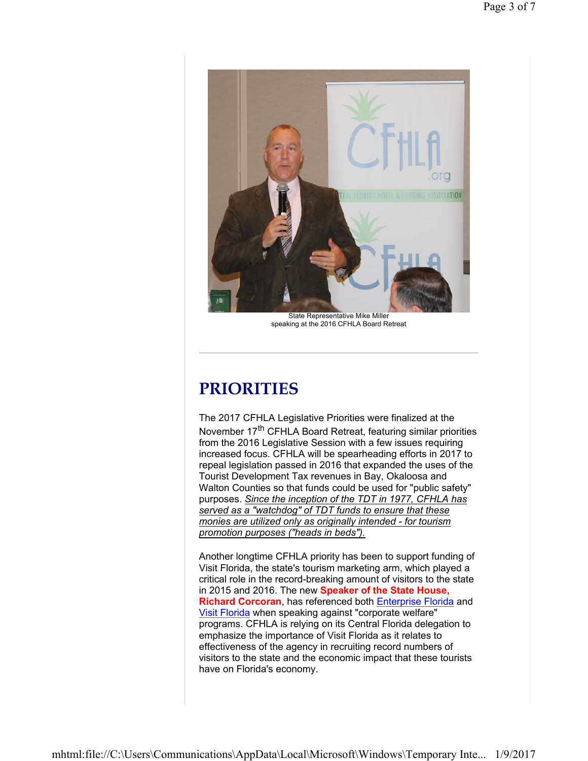State Representative Mike Miller
speaking at the 2016 CFHLA Board Retreat

---

# PRIORITIES

The 2017 CFHLA Legislative Priorities were finalized at the November 17th CFHLA Board Retreat, featuring similar priorities from the 2016 Legislative Session with a few issues requiring increased focus. CFHLA will be spearheading efforts in 2017 to repeal legislation passed in 2016 that expanded the uses of the Tourist Development Tax revenues in Bay, Okaloosa and Walton Counties so that funds could be used for "public safety" purposes. *Since the inception of the TDT in 1977, CFHLA has served as a "watchdog" of TDT funds to ensure that these monies are utilized only as originally intended - for tourism promotion purposes ("heads in beds").*

Another longtime CFHLA priority has been to support funding of Visit Florida, the state's tourism marketing arm, which played a critical role in the record-breaking amount of visitors to the state in 2015 and 2016. The new **Speaker of the State House, Richard Corcoran**, has referenced both Enterprise Florida and Visit Florida when speaking against "corporate welfare" programs. CFHLA is relying on its Central Florida delegation to emphasize the importance of Visit Florida as it relates to effectiveness of the agency in recruiting record numbers of visitors to the state and the economic impact that these tourists have on Florida's economy.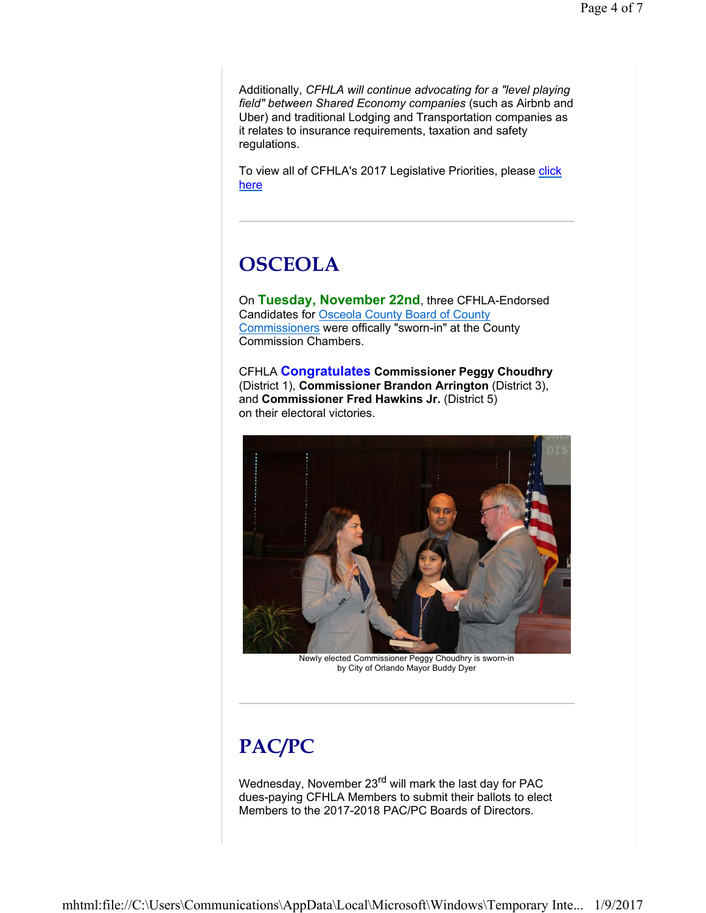Additionally, *CFHLA will continue advocating for a "level playing field" between Shared Economy companies* (such as Airbnb and Uber) and traditional Lodging and Transportation companies as it relates to insurance requirements, taxation and safety regulations.

To view all of CFHLA's 2017 Legislative Priorities, please click here

---

# OSCEOLA

On **Tuesday, November 22nd**, three CFHLA-Endorsed Candidates for Osceola County Board of County Commissioners were offically "sworn-in" at the County Commission Chambers.

CFHLA **Congratulates** **Commissioner Peggy Choudhry** (District 1), **Commissioner Brandon Arrington** (District 3), and **Commissioner Fred Hawkins Jr.** (District 5) on their electoral victories.

Newly elected Commissioner Peggy Choudhry is sworn-in by City of Orlando Mayor Buddy Dyer

---

# PAC/PC

Wednesday, November 23rd will mark the last day for PAC dues-paying CFHLA Members to submit their ballots to elect Members to the 2017-2018 PAC/PC Boards of Directors.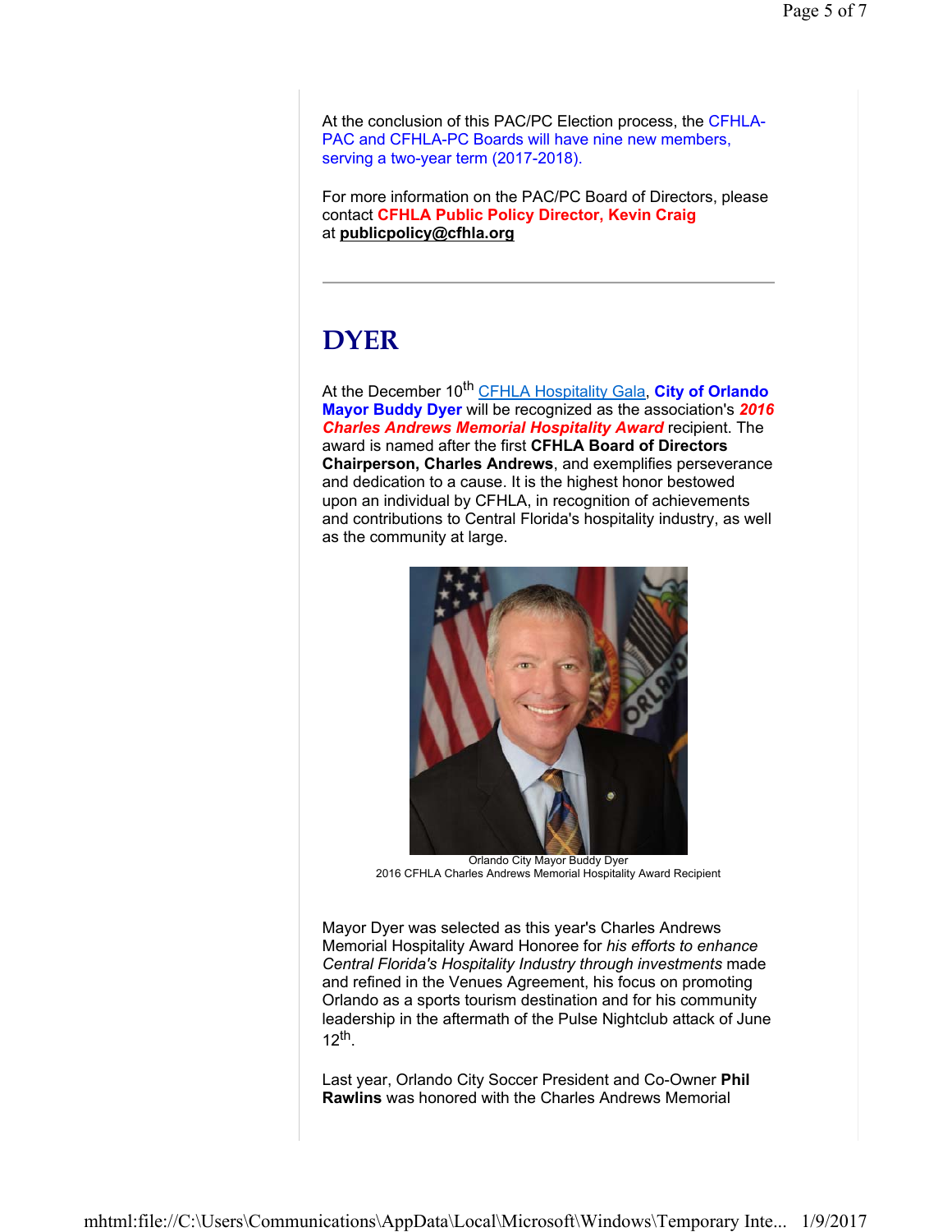At the conclusion of this PAC/PC Election process, the CFHLA-PAC and CFHLA-PC Boards will have nine new members, serving a two-year term (2017-2018).

For more information on the PAC/PC Board of Directors, please contact **CFHLA Public Policy Director, Kevin Craig** at **publicpolicy@cfhla.org**

---

# DYER

At the December 10th CFHLA Hospitality Gala, **City of Orlando Mayor Buddy Dyer** will be recognized as the association's ***2016 Charles Andrews Memorial Hospitality Award*** recipient. The award is named after the first **CFHLA Board of Directors Chairperson, Charles Andrews**, and exemplifies perseverance and dedication to a cause. It is the highest honor bestowed upon an individual by CFHLA, in recognition of achievements and contributions to Central Florida's hospitality industry, as well as the community at large.

Orlando City Mayor Buddy Dyer
2016 CFHLA Charles Andrews Memorial Hospitality Award Recipient

Mayor Dyer was selected as this year's Charles Andrews Memorial Hospitality Award Honoree for *his efforts to enhance Central Florida's Hospitality Industry through investments* made and refined in the Venues Agreement, his focus on promoting Orlando as a sports tourism destination and for his community leadership in the aftermath of the Pulse Nightclub attack of June 12th.

Last year, Orlando City Soccer President and Co-Owner **Phil Rawlins** was honored with the Charles Andrews Memorial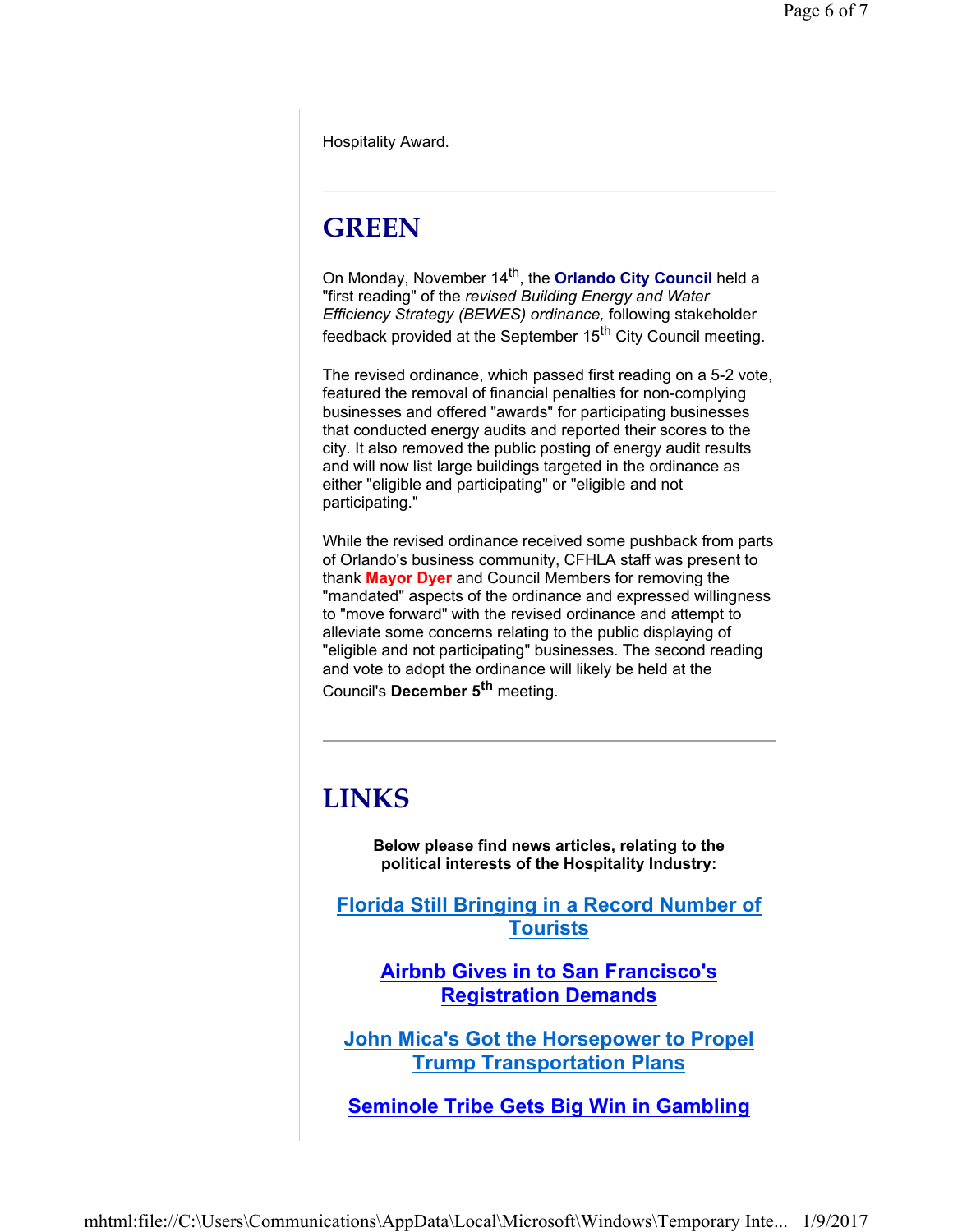Hospitality Award.

---

# GREEN

On Monday, November 14th, the **Orlando City Council** held a "first reading" of the *revised Building Energy and Water Efficiency Strategy (BEWES) ordinance,* following stakeholder feedback provided at the September 15th City Council meeting.

The revised ordinance, which passed first reading on a 5-2 vote, featured the removal of financial penalties for non-complying businesses and offered "awards" for participating businesses that conducted energy audits and reported their scores to the city. It also removed the public posting of energy audit results and will now list large buildings targeted in the ordinance as either "eligible and participating" or "eligible and not participating."

While the revised ordinance received some pushback from parts of Orlando's business community, CFHLA staff was present to thank **Mayor Dyer** and Council Members for removing the "mandated" aspects of the ordinance and expressed willingness to "move forward" with the revised ordinance and attempt to alleviate some concerns relating to the public displaying of "eligible and not participating" businesses. The second reading and vote to adopt the ordinance will likely be held at the Council's **December 5th** meeting.

---

# LINKS

**Below please find news articles, relating to the political interests of the Hospitality Industry:**

**Florida Still Bringing in a Record Number of Tourists**

**Airbnb Gives in to San Francisco's Registration Demands**

**John Mica's Got the Horsepower to Propel Trump Transportation Plans**

**Seminole Tribe Gets Big Win in Gambling**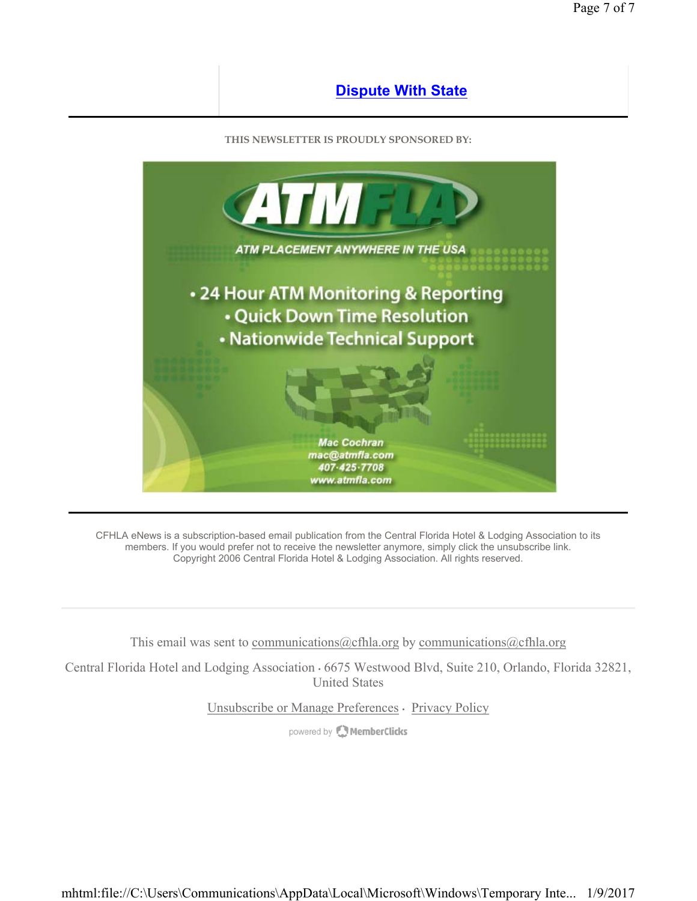**Dispute With State**

THIS NEWSLETTER IS PROUDLY SPONSORED BY:

ATMFLA

ATM PLACEMENT ANYWHERE IN THE USA

- 24 Hour ATM Monitoring & Reporting
- Quick Down Time Resolution
- Nationwide Technical Support

Mac Cochran
mac@atmfla.com
407-425-7708
www.atmfla.com

CFHLA eNews is a subscription-based email publication from the Central Florida Hotel & Lodging Association to its members. If you would prefer not to receive the newsletter anymore, simply click the unsubscribe link.
Copyright 2006 Central Florida Hotel & Lodging Association. All rights reserved.

This email was sent to communications@cfhla.org by communications@cfhla.org

Central Florida Hotel and Lodging Association · 6675 Westwood Blvd, Suite 210, Orlando, Florida 32821, United States

Unsubscribe or Manage Preferences · Privacy Policy

powered by MemberClicks